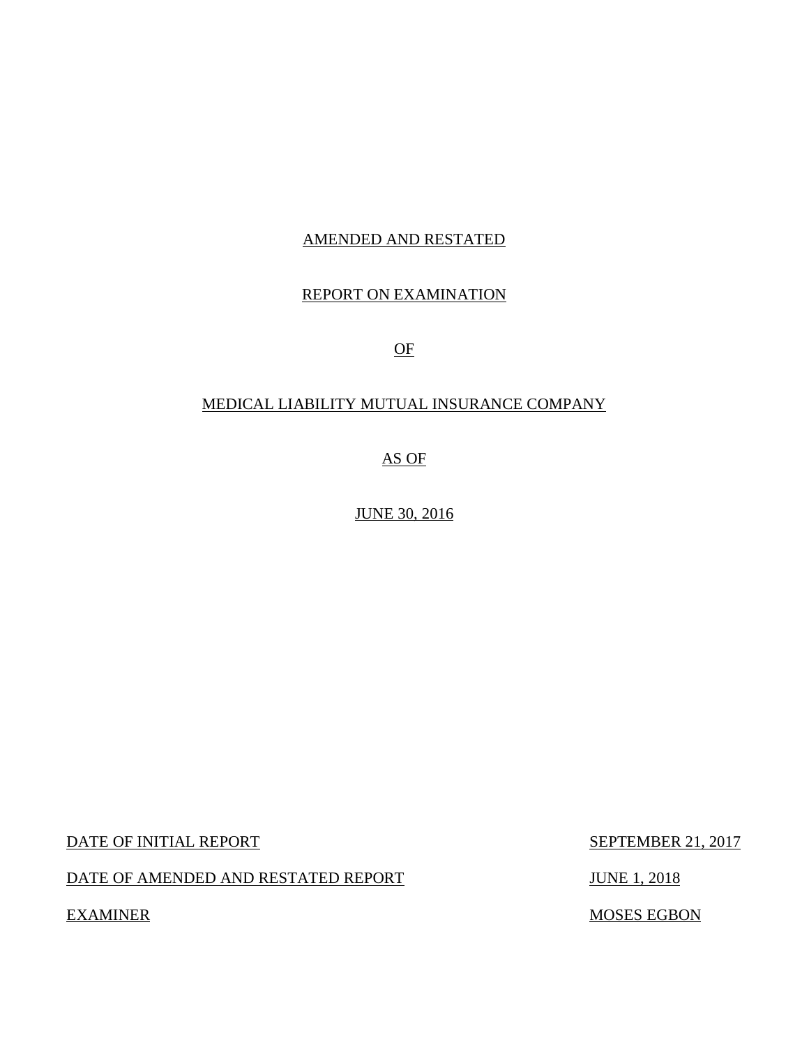# AMENDED AND RESTATED

# REPORT ON EXAMINATION

# OF

# MEDICAL LIABILITY MUTUAL INSURANCE COMPANY

# AS OF

# JUNE 30, 2016

| | |
|---|---|
| DATE OF INITIAL REPORT | SEPTEMBER 21, 2017 |
| DATE OF AMENDED AND RESTATED REPORT | JUNE 1, 2018 |
| EXAMINER | MOSES EGBON |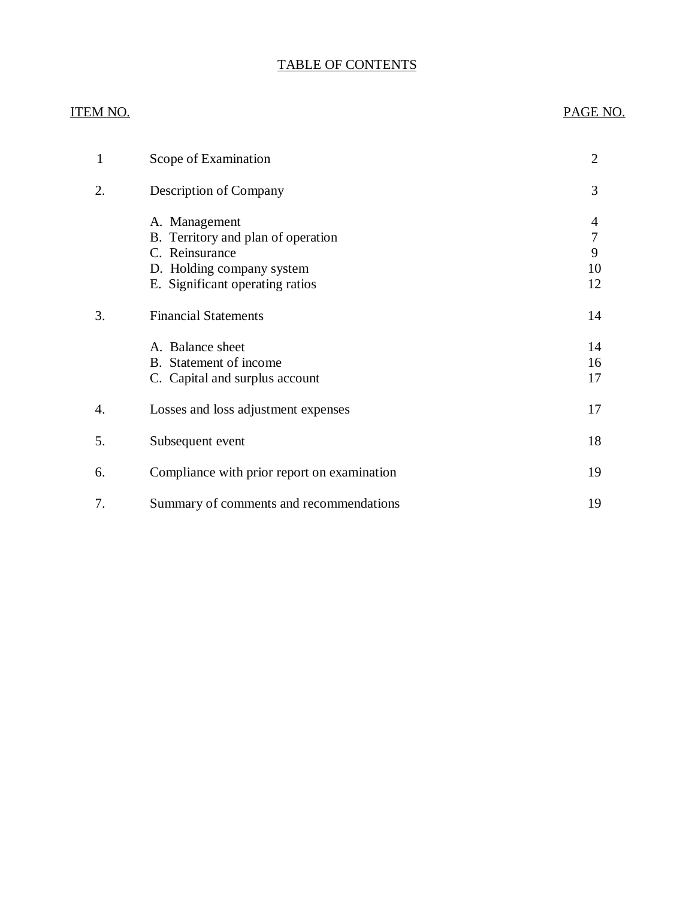# TABLE OF CONTENTS

| ITEM NO. | | PAGE NO. |
|---|---|---|
| 1 | Scope of Examination | 2 |
| 2. | Description of Company | 3 |
| | A. Management | 4 |
| | B. Territory and plan of operation | 7 |
| | C. Reinsurance | 9 |
| | D. Holding company system | 10 |
| | E. Significant operating ratios | 12 |
| 3. | Financial Statements | 14 |
| | A. Balance sheet | 14 |
| | B. Statement of income | 16 |
| | C. Capital and surplus account | 17 |
| 4. | Losses and loss adjustment expenses | 17 |
| 5. | Subsequent event | 18 |
| 6. | Compliance with prior report on examination | 19 |
| 7. | Summary of comments and recommendations | 19 |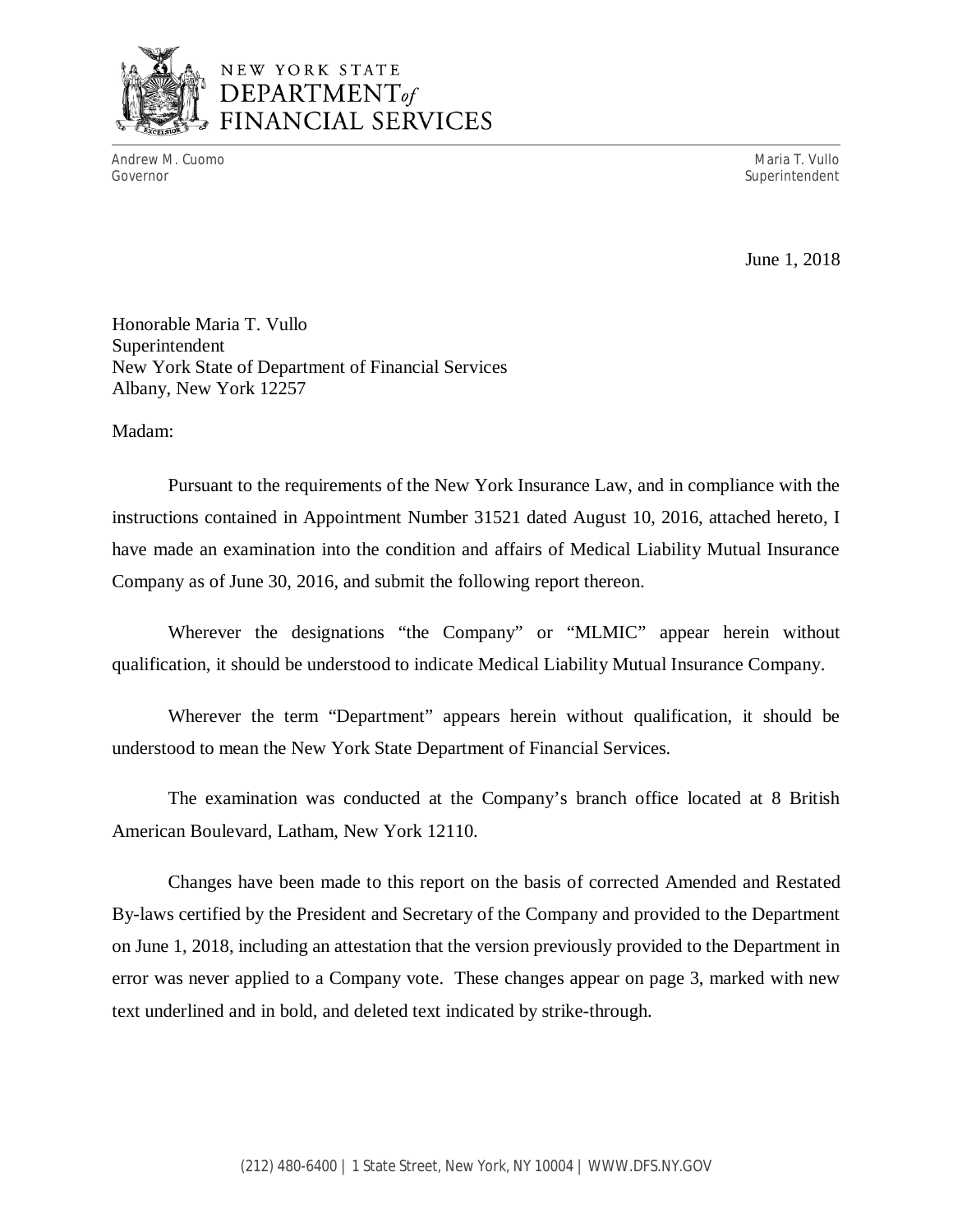NEW YORK STATE
DEPARTMENT *of*
FINANCIAL SERVICES

Andrew M. Cuomo
Governor

Maria T. Vullo
Superintendent

June 1, 2018

Honorable Maria T. Vullo
Superintendent
New York State of Department of Financial Services
Albany, New York 12257

Madam:

Pursuant to the requirements of the New York Insurance Law, and in compliance with the instructions contained in Appointment Number 31521 dated August 10, 2016, attached hereto, I have made an examination into the condition and affairs of Medical Liability Mutual Insurance Company as of June 30, 2016, and submit the following report thereon.

Wherever the designations "the Company" or "MLMIC" appear herein without qualification, it should be understood to indicate Medical Liability Mutual Insurance Company.

Wherever the term "Department" appears herein without qualification, it should be understood to mean the New York State Department of Financial Services.

The examination was conducted at the Company's branch office located at 8 British American Boulevard, Latham, New York 12110.

Changes have been made to this report on the basis of corrected Amended and Restated By-laws certified by the President and Secretary of the Company and provided to the Department on June 1, 2018, including an attestation that the version previously provided to the Department in error was never applied to a Company vote. These changes appear on page 3, marked with new text underlined and in bold, and deleted text indicated by strike-through.

(212) 480-6400 | 1 State Street, New York, NY 10004 | WWW.DFS.NY.GOV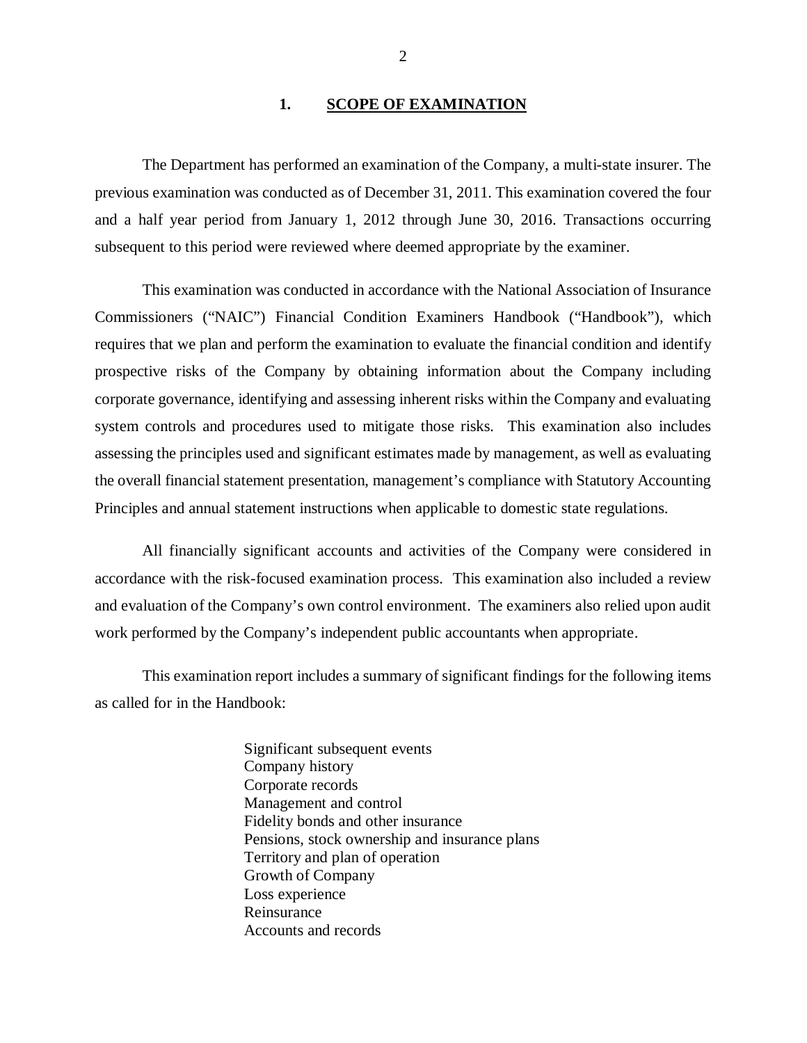## 1. SCOPE OF EXAMINATION

The Department has performed an examination of the Company, a multi-state insurer. The previous examination was conducted as of December 31, 2011. This examination covered the four and a half year period from January 1, 2012 through June 30, 2016. Transactions occurring subsequent to this period were reviewed where deemed appropriate by the examiner.

This examination was conducted in accordance with the National Association of Insurance Commissioners ("NAIC") Financial Condition Examiners Handbook ("Handbook"), which requires that we plan and perform the examination to evaluate the financial condition and identify prospective risks of the Company by obtaining information about the Company including corporate governance, identifying and assessing inherent risks within the Company and evaluating system controls and procedures used to mitigate those risks. This examination also includes assessing the principles used and significant estimates made by management, as well as evaluating the overall financial statement presentation, management's compliance with Statutory Accounting Principles and annual statement instructions when applicable to domestic state regulations.

All financially significant accounts and activities of the Company were considered in accordance with the risk-focused examination process. This examination also included a review and evaluation of the Company's own control environment. The examiners also relied upon audit work performed by the Company's independent public accountants when appropriate.

This examination report includes a summary of significant findings for the following items as called for in the Handbook:

- Significant subsequent events
- Company history
- Corporate records
- Management and control
- Fidelity bonds and other insurance
- Pensions, stock ownership and insurance plans
- Territory and plan of operation
- Growth of Company
- Loss experience
- Reinsurance
- Accounts and records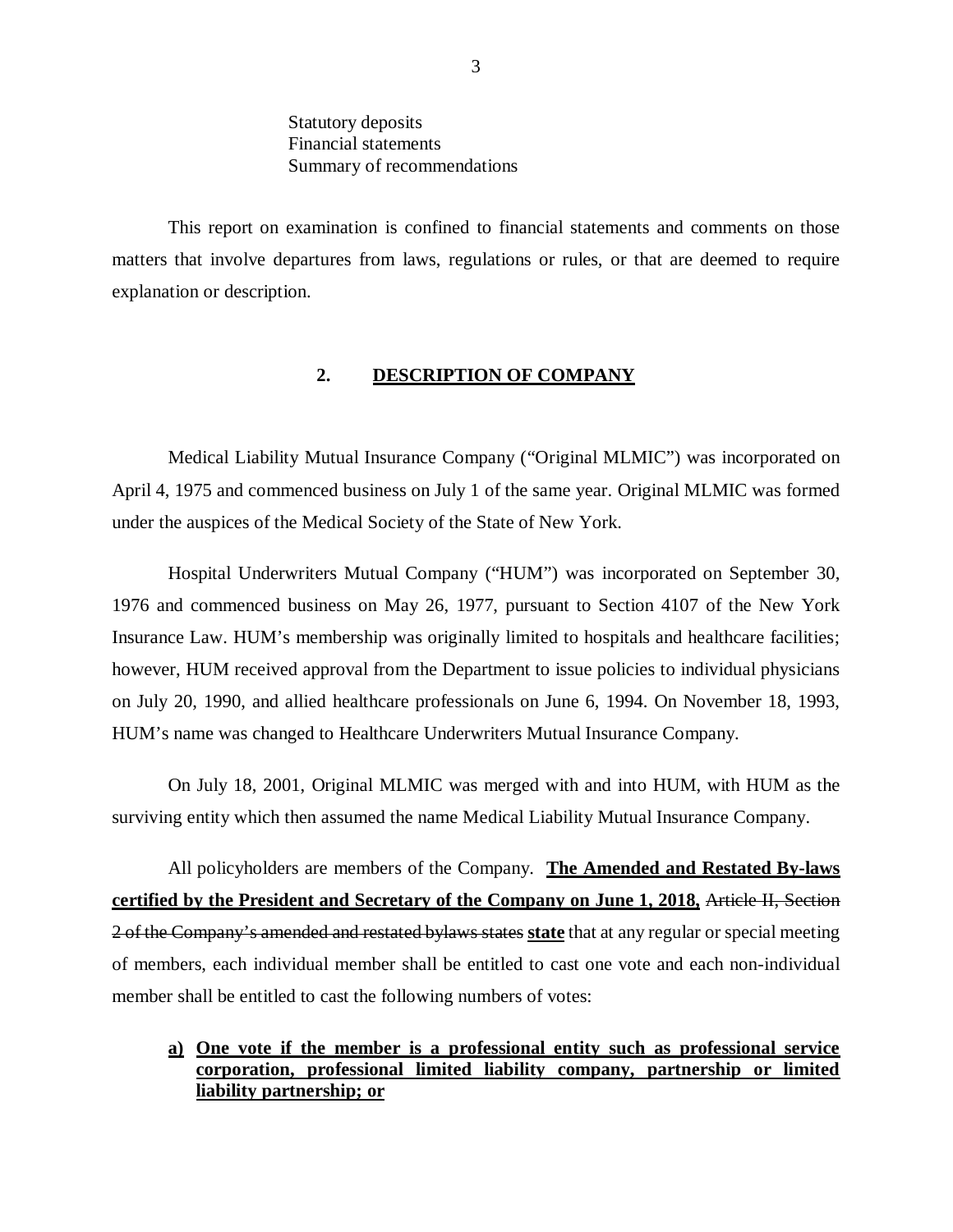Statutory deposits
Financial statements
Summary of recommendations

This report on examination is confined to financial statements and comments on those matters that involve departures from laws, regulations or rules, or that are deemed to require explanation or description.

## 2. DESCRIPTION OF COMPANY

Medical Liability Mutual Insurance Company ("Original MLMIC") was incorporated on April 4, 1975 and commenced business on July 1 of the same year. Original MLMIC was formed under the auspices of the Medical Society of the State of New York.

Hospital Underwriters Mutual Company ("HUM") was incorporated on September 30, 1976 and commenced business on May 26, 1977, pursuant to Section 4107 of the New York Insurance Law. HUM's membership was originally limited to hospitals and healthcare facilities; however, HUM received approval from the Department to issue policies to individual physicians on July 20, 1990, and allied healthcare professionals on June 6, 1994. On November 18, 1993, HUM's name was changed to Healthcare Underwriters Mutual Insurance Company.

On July 18, 2001, Original MLMIC was merged with and into HUM, with HUM as the surviving entity which then assumed the name Medical Liability Mutual Insurance Company.

All policyholders are members of the Company. **The Amended and Restated By-laws certified by the President and Secretary of the Company on June 1, 2018,** ~~Article II, Section 2 of the Company's amended and restated bylaws states~~ **state** that at any regular or special meeting of members, each individual member shall be entitled to cast one vote and each non-individual member shall be entitled to cast the following numbers of votes:

**a) One vote if the member is a professional entity such as professional service corporation, professional limited liability company, partnership or limited liability partnership; or**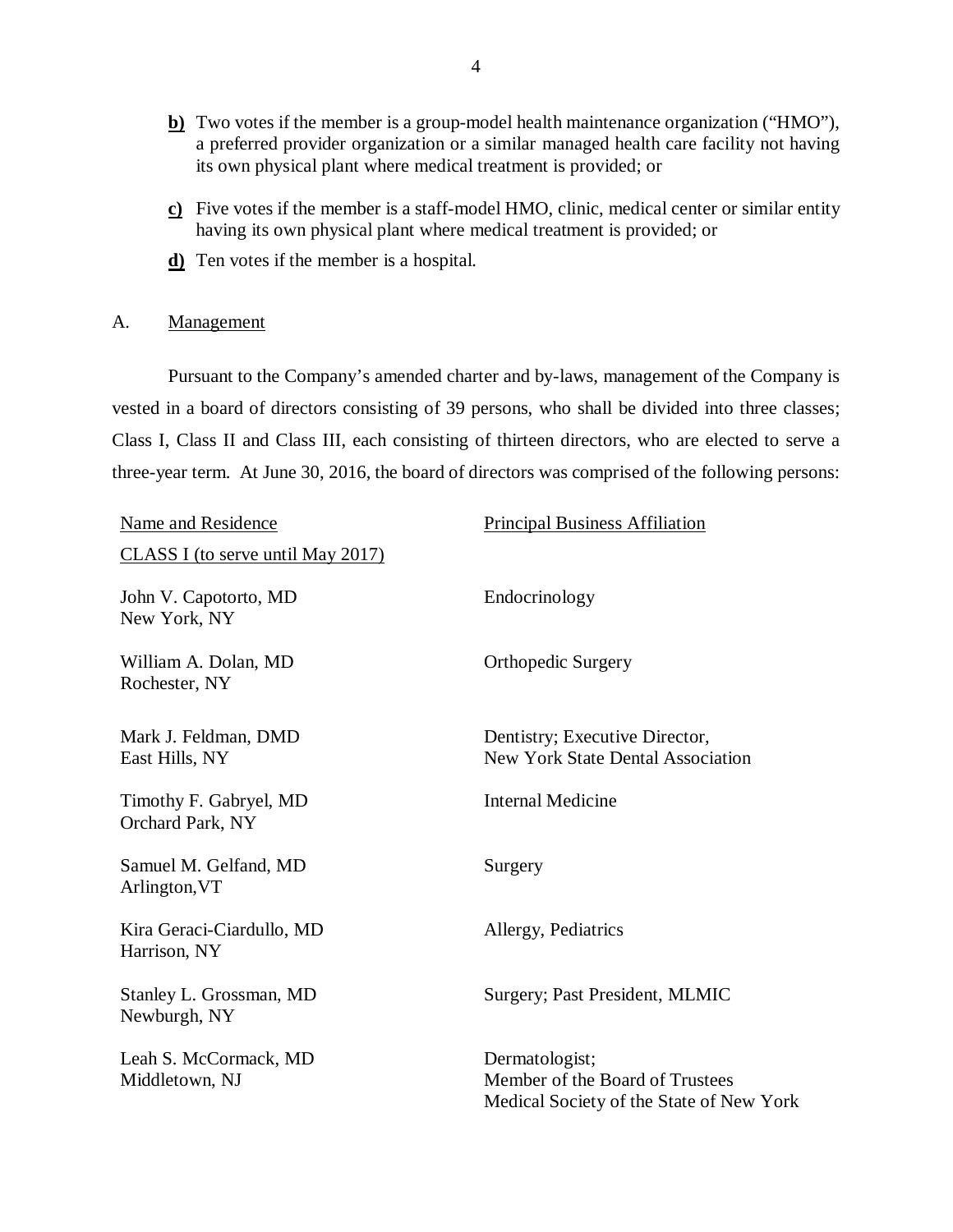**b)** Two votes if the member is a group-model health maintenance organization ("HMO"), a preferred provider organization or a similar managed health care facility not having its own physical plant where medical treatment is provided; or

**c)** Five votes if the member is a staff-model HMO, clinic, medical center or similar entity having its own physical plant where medical treatment is provided; or

**d)** Ten votes if the member is a hospital.

## A. Management

Pursuant to the Company's amended charter and by-laws, management of the Company is vested in a board of directors consisting of 39 persons, who shall be divided into three classes; Class I, Class II and Class III, each consisting of thirteen directors, who are elected to serve a three-year term. At June 30, 2016, the board of directors was comprised of the following persons:

| Name and Residence | Principal Business Affiliation |
|---|---|
| CLASS I (to serve until May 2017) | |
| John V. Capotorto, MD<br>New York, NY | Endocrinology |
| William A. Dolan, MD<br>Rochester, NY | Orthopedic Surgery |
| Mark J. Feldman, DMD<br>East Hills, NY | Dentistry; Executive Director,<br>New York State Dental Association |
| Timothy F. Gabryel, MD<br>Orchard Park, NY | Internal Medicine |
| Samuel M. Gelfand, MD<br>Arlington,VT | Surgery |
| Kira Geraci-Ciardullo, MD<br>Harrison, NY | Allergy, Pediatrics |
| Stanley L. Grossman, MD<br>Newburgh, NY | Surgery; Past President, MLMIC |
| Leah S. McCormack, MD<br>Middletown, NJ | Dermatologist;<br>Member of the Board of Trustees<br>Medical Society of the State of New York |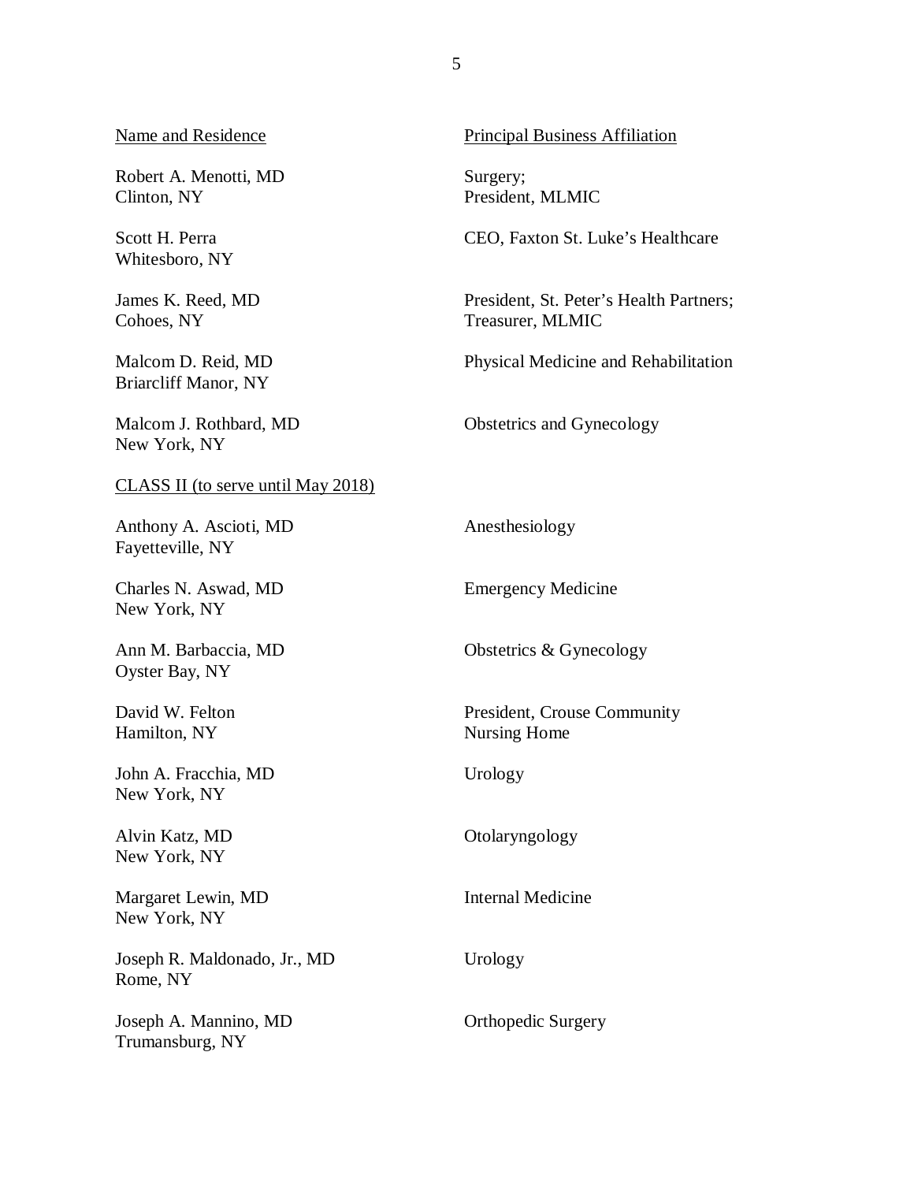| Name and Residence | Principal Business Affiliation |
|---|---|
| Robert A. Menotti, MD<br>Clinton, NY | Surgery;<br>President, MLMIC |
| Scott H. Perra<br>Whitesboro, NY | CEO, Faxton St. Luke's Healthcare |
| James K. Reed, MD<br>Cohoes, NY | President, St. Peter's Health Partners;<br>Treasurer, MLMIC |
| Malcom D. Reid, MD<br>Briarcliff Manor, NY | Physical Medicine and Rehabilitation |
| Malcom J. Rothbard, MD<br>New York, NY | Obstetrics and Gynecology |
| CLASS II (to serve until May 2018) | |
| Anthony A. Ascioti, MD<br>Fayetteville, NY | Anesthesiology |
| Charles N. Aswad, MD<br>New York, NY | Emergency Medicine |
| Ann M. Barbaccia, MD<br>Oyster Bay, NY | Obstetrics & Gynecology |
| David W. Felton<br>Hamilton, NY | President, Crouse Community<br>Nursing Home |
| John A. Fracchia, MD<br>New York, NY | Urology |
| Alvin Katz, MD<br>New York, NY | Otolaryngology |
| Margaret Lewin, MD<br>New York, NY | Internal Medicine |
| Joseph R. Maldonado, Jr., MD<br>Rome, NY | Urology |
| Joseph A. Mannino, MD<br>Trumansburg, NY | Orthopedic Surgery |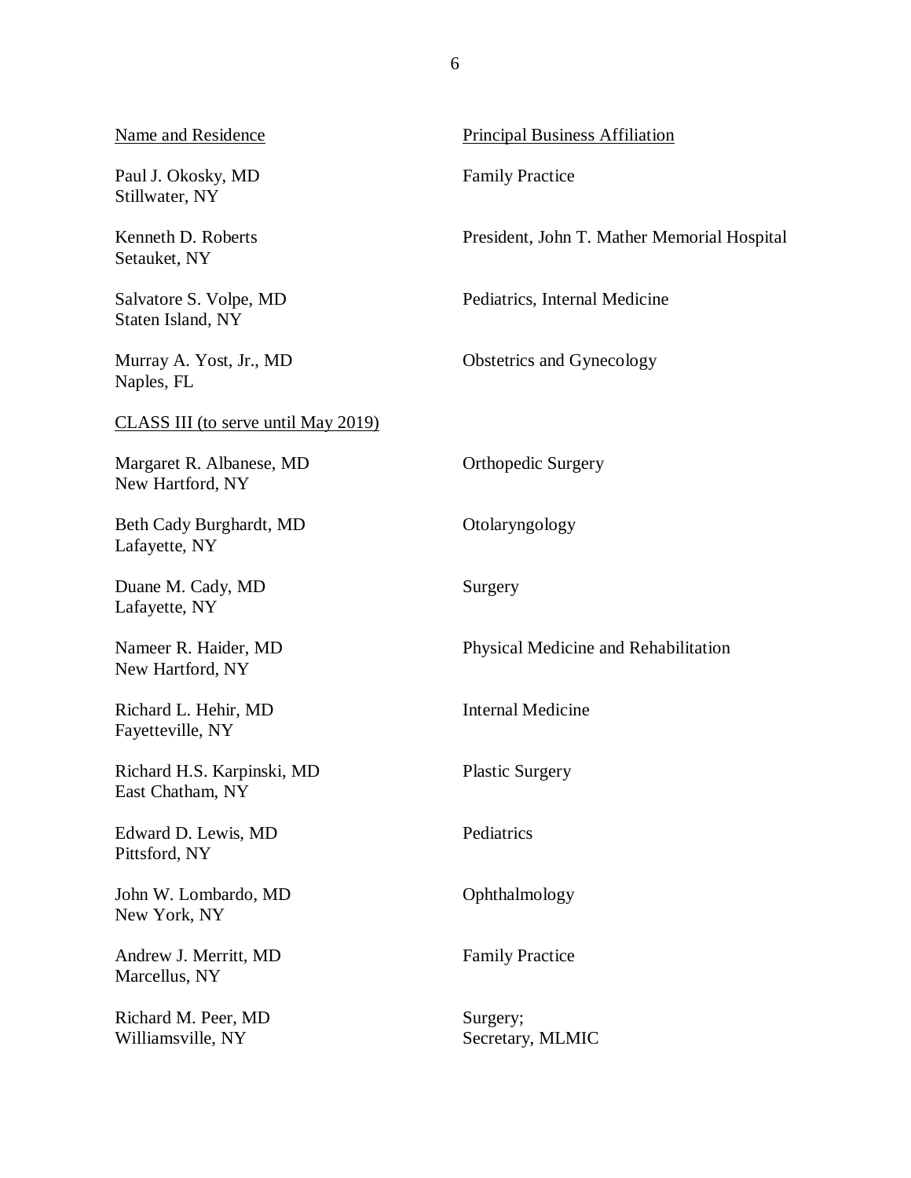| Name and Residence | Principal Business Affiliation |
| --- | --- |
| Paul J. Okosky, MD<br>Stillwater, NY | Family Practice |
| Kenneth D. Roberts<br>Setauket, NY | President, John T. Mather Memorial Hospital |
| Salvatore S. Volpe, MD<br>Staten Island, NY | Pediatrics, Internal Medicine |
| Murray A. Yost, Jr., MD<br>Naples, FL | Obstetrics and Gynecology |
| CLASS III (to serve until May 2019) | |
| Margaret R. Albanese, MD<br>New Hartford, NY | Orthopedic Surgery |
| Beth Cady Burghardt, MD<br>Lafayette, NY | Otolaryngology |
| Duane M. Cady, MD<br>Lafayette, NY | Surgery |
| Nameer R. Haider, MD<br>New Hartford, NY | Physical Medicine and Rehabilitation |
| Richard L. Hehir, MD<br>Fayetteville, NY | Internal Medicine |
| Richard H.S. Karpinski, MD<br>East Chatham, NY | Plastic Surgery |
| Edward D. Lewis, MD<br>Pittsford, NY | Pediatrics |
| John W. Lombardo, MD<br>New York, NY | Ophthalmology |
| Andrew J. Merritt, MD<br>Marcellus, NY | Family Practice |
| Richard M. Peer, MD<br>Williamsville, NY | Surgery;<br>Secretary, MLMIC |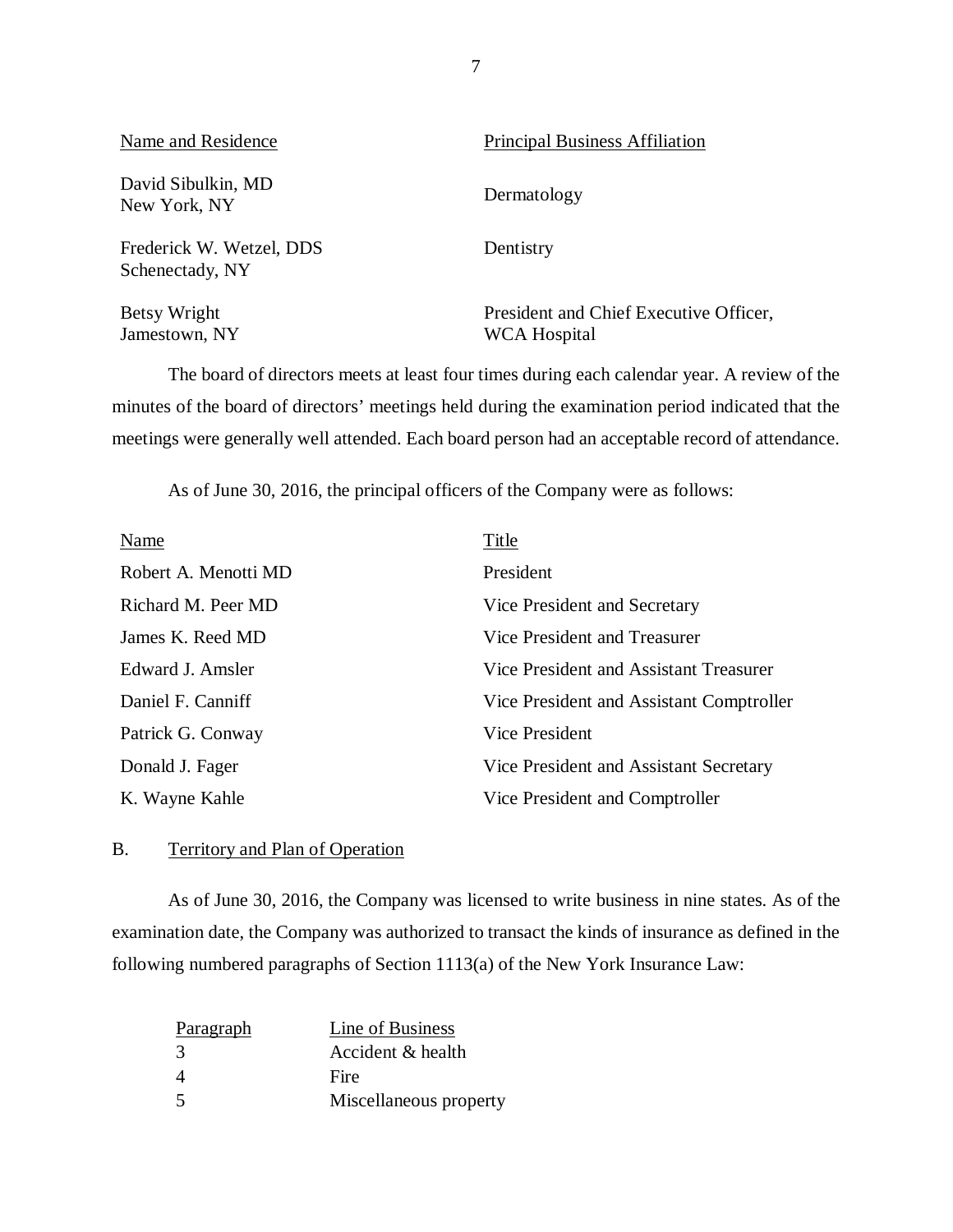| Name and Residence | Principal Business Affiliation |
|---|---|
| David Sibulkin, MD<br>New York, NY | Dermatology |
| Frederick W. Wetzel, DDS<br>Schenectady, NY | Dentistry |
| Betsy Wright<br>Jamestown, NY | President and Chief Executive Officer,<br>WCA Hospital |

The board of directors meets at least four times during each calendar year. A review of the minutes of the board of directors' meetings held during the examination period indicated that the meetings were generally well attended. Each board person had an acceptable record of attendance.

As of June 30, 2016, the principal officers of the Company were as follows:

| Name | Title |
|---|---|
| Robert A. Menotti MD | President |
| Richard M. Peer MD | Vice President and Secretary |
| James K. Reed MD | Vice President and Treasurer |
| Edward J. Amsler | Vice President and Assistant Treasurer |
| Daniel F. Canniff | Vice President and Assistant Comptroller |
| Patrick G. Conway | Vice President |
| Donald J. Fager | Vice President and Assistant Secretary |
| K. Wayne Kahle | Vice President and Comptroller |

## B. Territory and Plan of Operation

As of June 30, 2016, the Company was licensed to write business in nine states. As of the examination date, the Company was authorized to transact the kinds of insurance as defined in the following numbered paragraphs of Section 1113(a) of the New York Insurance Law:

| Paragraph | Line of Business |
|---|---|
| 3 | Accident & health |
| 4 | Fire |
| 5 | Miscellaneous property |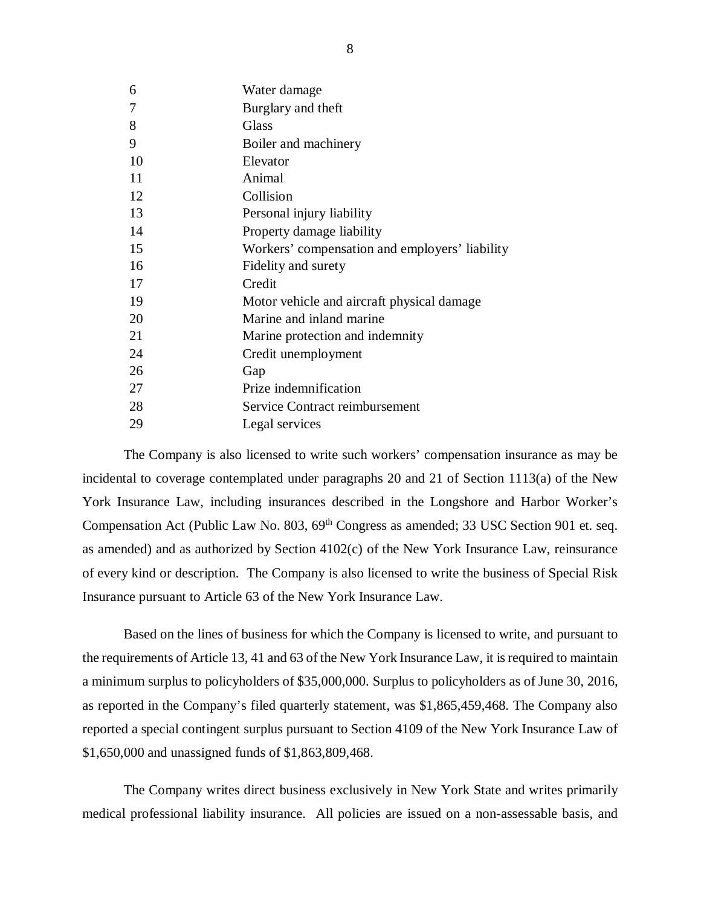| | |
|---|---|
| 6 | Water damage |
| 7 | Burglary and theft |
| 8 | Glass |
| 9 | Boiler and machinery |
| 10 | Elevator |
| 11 | Animal |
| 12 | Collision |
| 13 | Personal injury liability |
| 14 | Property damage liability |
| 15 | Workers' compensation and employers' liability |
| 16 | Fidelity and surety |
| 17 | Credit |
| 19 | Motor vehicle and aircraft physical damage |
| 20 | Marine and inland marine |
| 21 | Marine protection and indemnity |
| 24 | Credit unemployment |
| 26 | Gap |
| 27 | Prize indemnification |
| 28 | Service Contract reimbursement |
| 29 | Legal services |

The Company is also licensed to write such workers' compensation insurance as may be incidental to coverage contemplated under paragraphs 20 and 21 of Section 1113(a) of the New York Insurance Law, including insurances described in the Longshore and Harbor Worker's Compensation Act (Public Law No. 803, 69th Congress as amended; 33 USC Section 901 et. seq. as amended) and as authorized by Section 4102(c) of the New York Insurance Law, reinsurance of every kind or description. The Company is also licensed to write the business of Special Risk Insurance pursuant to Article 63 of the New York Insurance Law.

Based on the lines of business for which the Company is licensed to write, and pursuant to the requirements of Article 13, 41 and 63 of the New York Insurance Law, it is required to maintain a minimum surplus to policyholders of $35,000,000. Surplus to policyholders as of June 30, 2016, as reported in the Company's filed quarterly statement, was $1,865,459,468. The Company also reported a special contingent surplus pursuant to Section 4109 of the New York Insurance Law of $1,650,000 and unassigned funds of $1,863,809,468.

The Company writes direct business exclusively in New York State and writes primarily medical professional liability insurance. All policies are issued on a non-assessable basis, and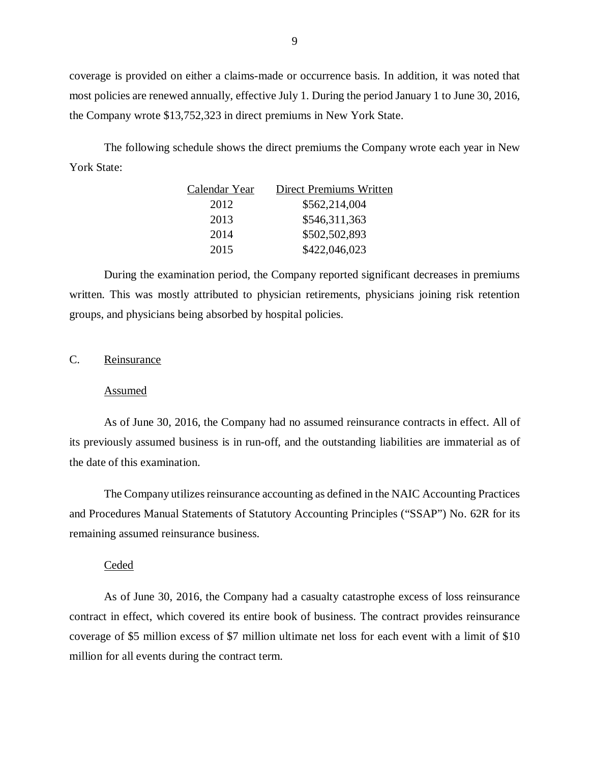coverage is provided on either a claims-made or occurrence basis. In addition, it was noted that most policies are renewed annually, effective July 1. During the period January 1 to June 30, 2016, the Company wrote $13,752,323 in direct premiums in New York State.

The following schedule shows the direct premiums the Company wrote each year in New York State:

| Calendar Year | Direct Premiums Written |
|---|---|
| 2012 | $562,214,004 |
| 2013 | $546,311,363 |
| 2014 | $502,502,893 |
| 2015 | $422,046,023 |

During the examination period, the Company reported significant decreases in premiums written. This was mostly attributed to physician retirements, physicians joining risk retention groups, and physicians being absorbed by hospital policies.

## C. Reinsurance

### Assumed

As of June 30, 2016, the Company had no assumed reinsurance contracts in effect. All of its previously assumed business is in run-off, and the outstanding liabilities are immaterial as of the date of this examination.

The Company utilizes reinsurance accounting as defined in the NAIC Accounting Practices and Procedures Manual Statements of Statutory Accounting Principles ("SSAP") No. 62R for its remaining assumed reinsurance business.

### Ceded

As of June 30, 2016, the Company had a casualty catastrophe excess of loss reinsurance contract in effect, which covered its entire book of business. The contract provides reinsurance coverage of $5 million excess of $7 million ultimate net loss for each event with a limit of $10 million for all events during the contract term.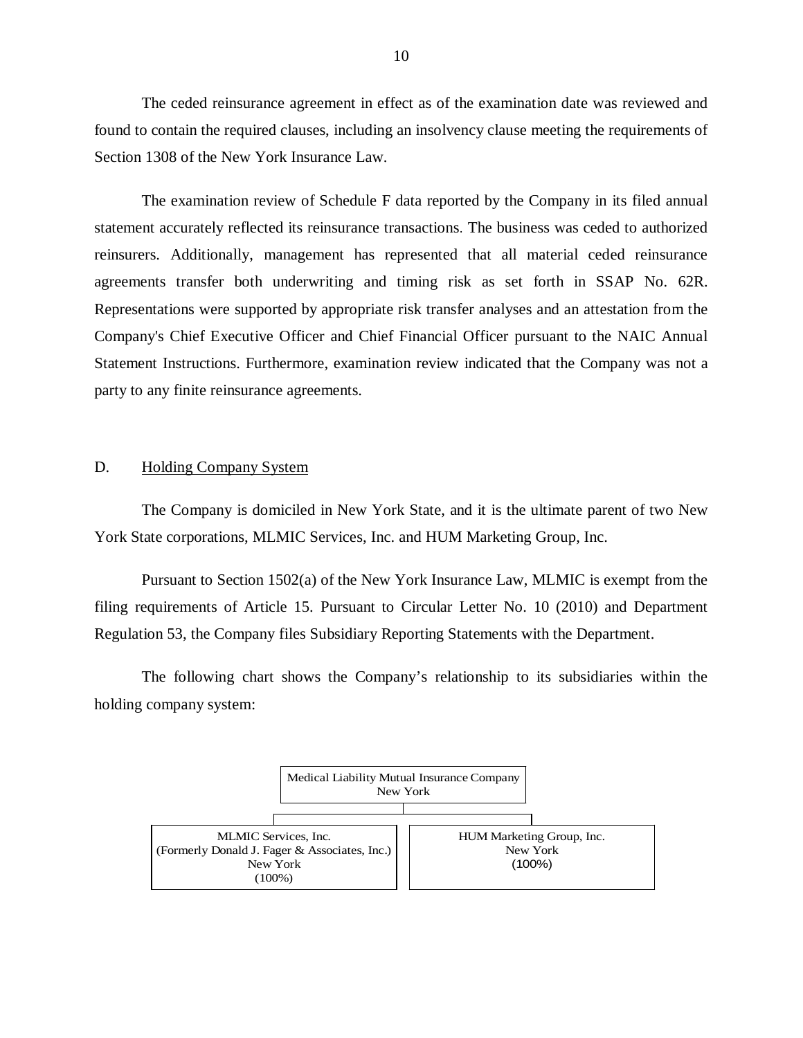The ceded reinsurance agreement in effect as of the examination date was reviewed and found to contain the required clauses, including an insolvency clause meeting the requirements of Section 1308 of the New York Insurance Law.

The examination review of Schedule F data reported by the Company in its filed annual statement accurately reflected its reinsurance transactions. The business was ceded to authorized reinsurers. Additionally, management has represented that all material ceded reinsurance agreements transfer both underwriting and timing risk as set forth in SSAP No. 62R. Representations were supported by appropriate risk transfer analyses and an attestation from the Company's Chief Executive Officer and Chief Financial Officer pursuant to the NAIC Annual Statement Instructions. Furthermore, examination review indicated that the Company was not a party to any finite reinsurance agreements.

## D. Holding Company System

The Company is domiciled in New York State, and it is the ultimate parent of two New York State corporations, MLMIC Services, Inc. and HUM Marketing Group, Inc.

Pursuant to Section 1502(a) of the New York Insurance Law, MLMIC is exempt from the filing requirements of Article 15. Pursuant to Circular Letter No. 10 (2010) and Department Regulation 53, the Company files Subsidiary Reporting Statements with the Department.

The following chart shows the Company's relationship to its subsidiaries within the holding company system:

Medical Liability Mutual Insurance Company
New York

- MLMIC Services, Inc. (Formerly Donald J. Fager & Associates, Inc.) New York (100%)
- HUM Marketing Group, Inc. New York (100%)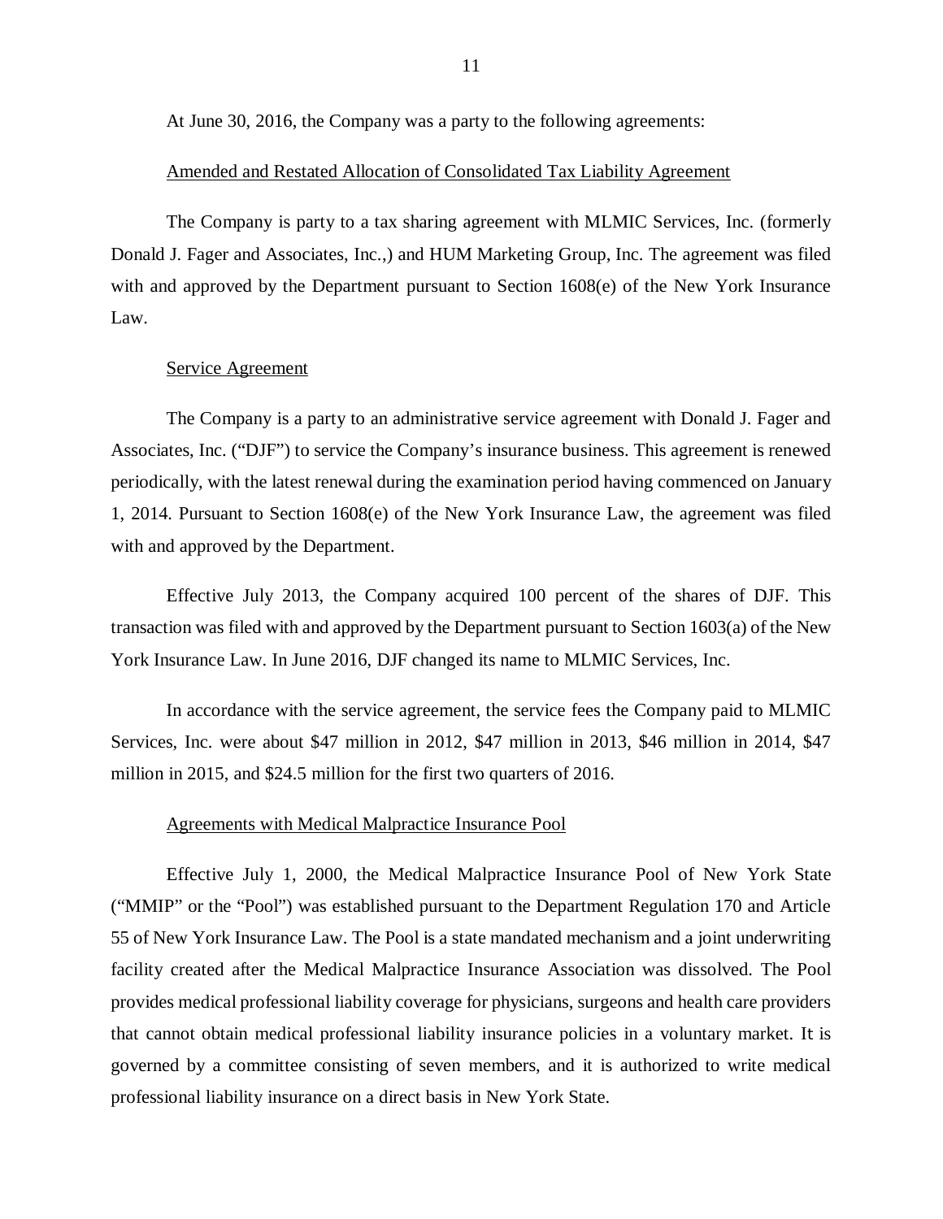At June 30, 2016, the Company was a party to the following agreements:

Amended and Restated Allocation of Consolidated Tax Liability Agreement

The Company is party to a tax sharing agreement with MLMIC Services, Inc. (formerly Donald J. Fager and Associates, Inc.,) and HUM Marketing Group, Inc. The agreement was filed with and approved by the Department pursuant to Section 1608(e) of the New York Insurance Law.

Service Agreement

The Company is a party to an administrative service agreement with Donald J. Fager and Associates, Inc. ("DJF") to service the Company's insurance business. This agreement is renewed periodically, with the latest renewal during the examination period having commenced on January 1, 2014. Pursuant to Section 1608(e) of the New York Insurance Law, the agreement was filed with and approved by the Department.

Effective July 2013, the Company acquired 100 percent of the shares of DJF. This transaction was filed with and approved by the Department pursuant to Section 1603(a) of the New York Insurance Law. In June 2016, DJF changed its name to MLMIC Services, Inc.

In accordance with the service agreement, the service fees the Company paid to MLMIC Services, Inc. were about $47 million in 2012, $47 million in 2013, $46 million in 2014, $47 million in 2015, and $24.5 million for the first two quarters of 2016.

Agreements with Medical Malpractice Insurance Pool

Effective July 1, 2000, the Medical Malpractice Insurance Pool of New York State ("MMIP" or the "Pool") was established pursuant to the Department Regulation 170 and Article 55 of New York Insurance Law. The Pool is a state mandated mechanism and a joint underwriting facility created after the Medical Malpractice Insurance Association was dissolved. The Pool provides medical professional liability coverage for physicians, surgeons and health care providers that cannot obtain medical professional liability insurance policies in a voluntary market. It is governed by a committee consisting of seven members, and it is authorized to write medical professional liability insurance on a direct basis in New York State.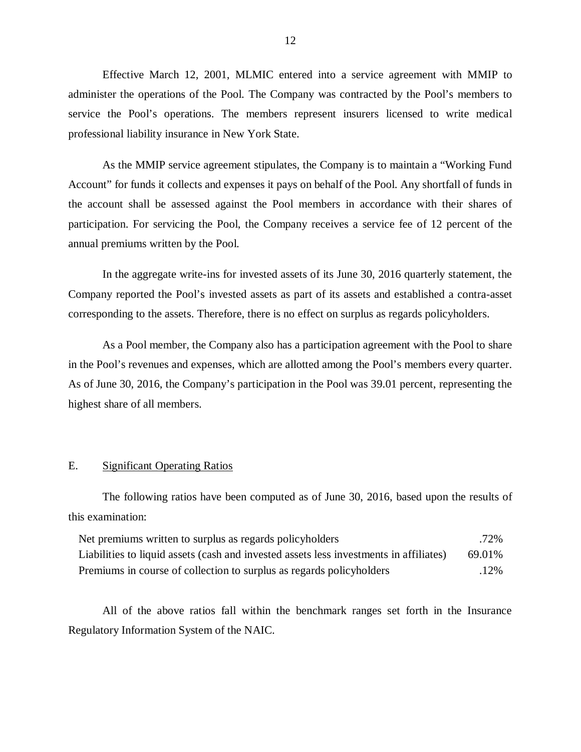Effective March 12, 2001, MLMIC entered into a service agreement with MMIP to administer the operations of the Pool. The Company was contracted by the Pool's members to service the Pool's operations. The members represent insurers licensed to write medical professional liability insurance in New York State.

As the MMIP service agreement stipulates, the Company is to maintain a "Working Fund Account" for funds it collects and expenses it pays on behalf of the Pool. Any shortfall of funds in the account shall be assessed against the Pool members in accordance with their shares of participation. For servicing the Pool, the Company receives a service fee of 12 percent of the annual premiums written by the Pool.

In the aggregate write-ins for invested assets of its June 30, 2016 quarterly statement, the Company reported the Pool's invested assets as part of its assets and established a contra-asset corresponding to the assets. Therefore, there is no effect on surplus as regards policyholders.

As a Pool member, the Company also has a participation agreement with the Pool to share in the Pool's revenues and expenses, which are allotted among the Pool's members every quarter. As of June 30, 2016, the Company's participation in the Pool was 39.01 percent, representing the highest share of all members.

## E. Significant Operating Ratios

The following ratios have been computed as of June 30, 2016, based upon the results of this examination:

| | |
|---|---|
| Net premiums written to surplus as regards policyholders | .72% |
| Liabilities to liquid assets (cash and invested assets less investments in affiliates) | 69.01% |
| Premiums in course of collection to surplus as regards policyholders | .12% |

All of the above ratios fall within the benchmark ranges set forth in the Insurance Regulatory Information System of the NAIC.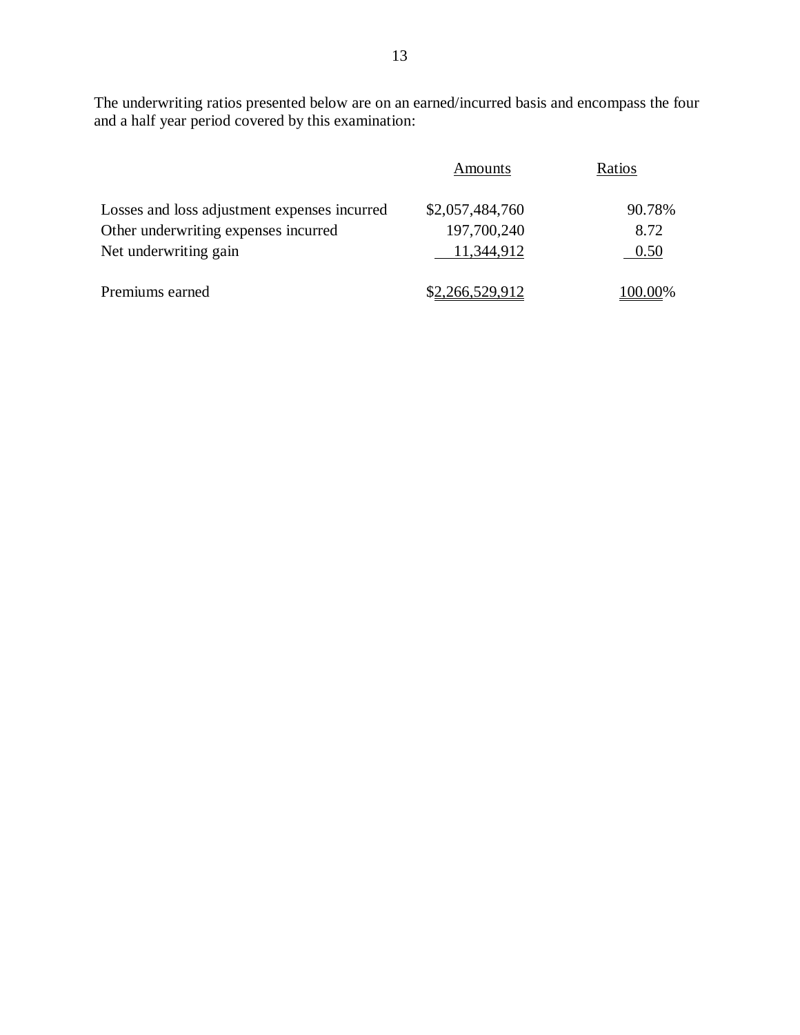The underwriting ratios presented below are on an earned/incurred basis and encompass the four and a half year period covered by this examination:

| | Amounts | Ratios |
|---|---|---|
| Losses and loss adjustment expenses incurred | $2,057,484,760 | 90.78% |
| Other underwriting expenses incurred | 197,700,240 | 8.72 |
| Net underwriting gain | 11,344,912 | 0.50 |
| Premiums earned | $2,266,529,912 | 100.00% |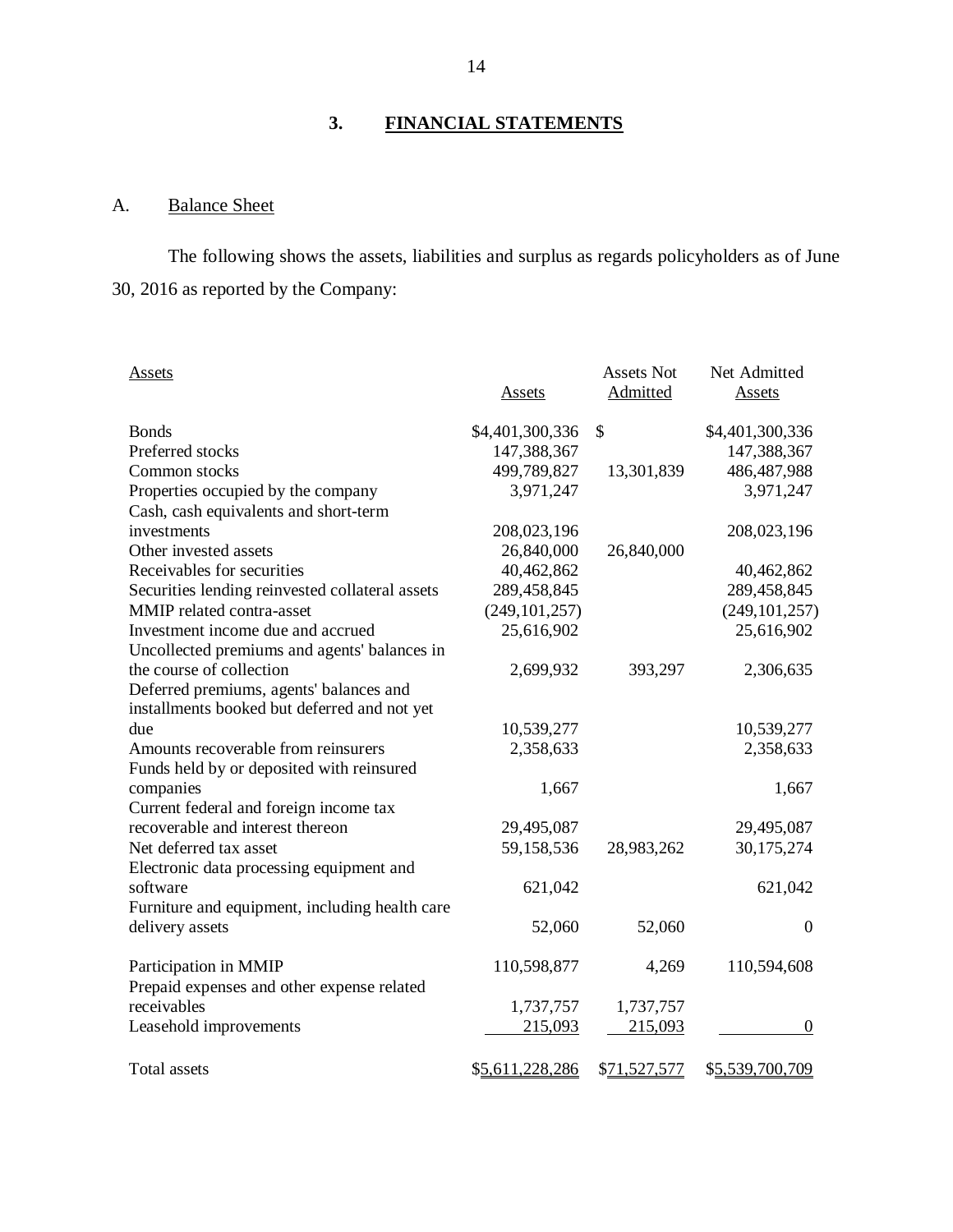## 3. FINANCIAL STATEMENTS

### A. Balance Sheet

The following shows the assets, liabilities and surplus as regards policyholders as of June 30, 2016 as reported by the Company:

| Assets | Assets | Assets Not Admitted | Net Admitted Assets |
|---|---|---|---|
| Bonds | $4,401,300,336 | $ | $4,401,300,336 |
| Preferred stocks | 147,388,367 | | 147,388,367 |
| Common stocks | 499,789,827 | 13,301,839 | 486,487,988 |
| Properties occupied by the company | 3,971,247 | | 3,971,247 |
| Cash, cash equivalents and short-term investments | 208,023,196 | | 208,023,196 |
| Other invested assets | 26,840,000 | 26,840,000 | |
| Receivables for securities | 40,462,862 | | 40,462,862 |
| Securities lending reinvested collateral assets | 289,458,845 | | 289,458,845 |
| MMIP related contra-asset | (249,101,257) | | (249,101,257) |
| Investment income due and accrued | 25,616,902 | | 25,616,902 |
| Uncollected premiums and agents' balances in the course of collection | 2,699,932 | 393,297 | 2,306,635 |
| Deferred premiums, agents' balances and installments booked but deferred and not yet due | 10,539,277 | | 10,539,277 |
| Amounts recoverable from reinsurers | 2,358,633 | | 2,358,633 |
| Funds held by or deposited with reinsured companies | 1,667 | | 1,667 |
| Current federal and foreign income tax recoverable and interest thereon | 29,495,087 | | 29,495,087 |
| Net deferred tax asset | 59,158,536 | 28,983,262 | 30,175,274 |
| Electronic data processing equipment and software | 621,042 | | 621,042 |
| Furniture and equipment, including health care delivery assets | 52,060 | 52,060 | 0 |
| Participation in MMIP | 110,598,877 | 4,269 | 110,594,608 |
| Prepaid expenses and other expense related receivables | 1,737,757 | 1,737,757 | |
| Leasehold improvements | 215,093 | 215,093 | 0 |
| Total assets | $5,611,228,286 | $71,527,577 | $5,539,700,709 |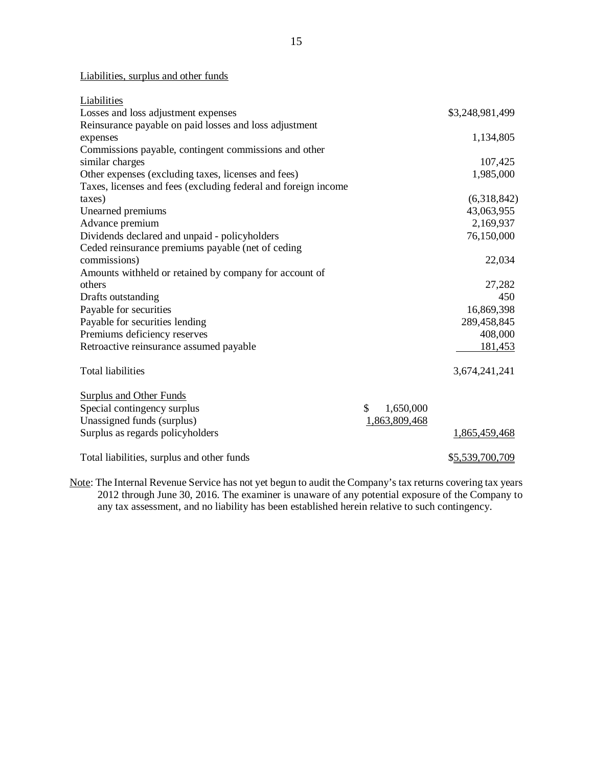Liabilities, surplus and other funds

| | | |
|---|---|---|
| Liabilities | | |
| Losses and loss adjustment expenses | | $3,248,981,499 |
| Reinsurance payable on paid losses and loss adjustment expenses | | 1,134,805 |
| Commissions payable, contingent commissions and other similar charges | | 107,425 |
| Other expenses (excluding taxes, licenses and fees) | | 1,985,000 |
| Taxes, licenses and fees (excluding federal and foreign income taxes) | | (6,318,842) |
| Unearned premiums | | 43,063,955 |
| Advance premium | | 2,169,937 |
| Dividends declared and unpaid - policyholders | | 76,150,000 |
| Ceded reinsurance premiums payable (net of ceding commissions) | | 22,034 |
| Amounts withheld or retained by company for account of others | | 27,282 |
| Drafts outstanding | | 450 |
| Payable for securities | | 16,869,398 |
| Payable for securities lending | | 289,458,845 |
| Premiums deficiency reserves | | 408,000 |
| Retroactive reinsurance assumed payable | | 181,453 |
| Total liabilities | | 3,674,241,241 |
| Surplus and Other Funds | | |
| Special contingency surplus | $ 1,650,000 | |
| Unassigned funds (surplus) | 1,863,809,468 | |
| Surplus as regards policyholders | | 1,865,459,468 |
| Total liabilities, surplus and other funds | | $5,539,700,709 |

Note: The Internal Revenue Service has not yet begun to audit the Company's tax returns covering tax years 2012 through June 30, 2016. The examiner is unaware of any potential exposure of the Company to any tax assessment, and no liability has been established herein relative to such contingency.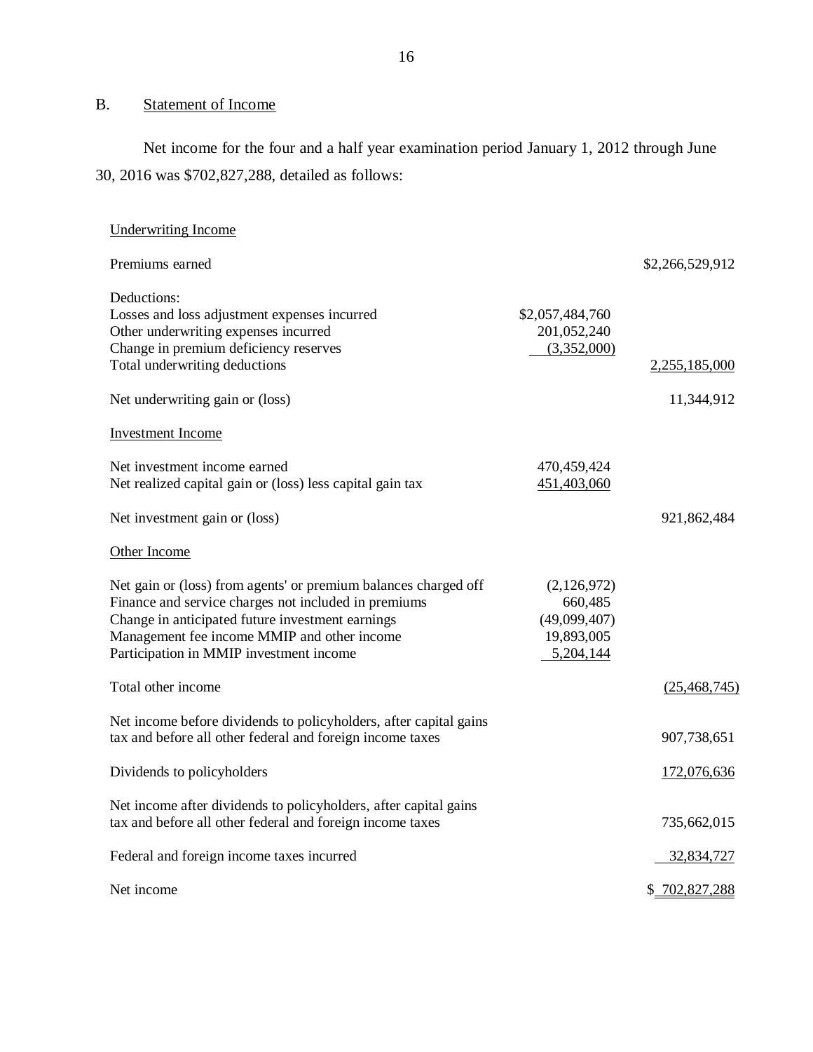## B. Statement of Income

Net income for the four and a half year examination period January 1, 2012 through June 30, 2016 was $702,827,288, detailed as follows:

| | | |
|---|---|---|
| Underwriting Income | | |
| Premiums earned | | $2,266,529,912 |
| Deductions: | | |
| Losses and loss adjustment expenses incurred | $2,057,484,760 | |
| Other underwriting expenses incurred | 201,052,240 | |
| Change in premium deficiency reserves | (3,352,000) | |
| Total underwriting deductions | | 2,255,185,000 |
| Net underwriting gain or (loss) | | 11,344,912 |
| Investment Income | | |
| Net investment income earned | 470,459,424 | |
| Net realized capital gain or (loss) less capital gain tax | 451,403,060 | |
| Net investment gain or (loss) | | 921,862,484 |
| Other Income | | |
| Net gain or (loss) from agents' or premium balances charged off | (2,126,972) | |
| Finance and service charges not included in premiums | 660,485 | |
| Change in anticipated future investment earnings | (49,099,407) | |
| Management fee income MMIP and other income | 19,893,005 | |
| Participation in MMIP investment income | 5,204,144 | |
| Total other income | | (25,468,745) |
| Net income before dividends to policyholders, after capital gains tax and before all other federal and foreign income taxes | | 907,738,651 |
| Dividends to policyholders | | 172,076,636 |
| Net income after dividends to policyholders, after capital gains tax and before all other federal and foreign income taxes | | 735,662,015 |
| Federal and foreign income taxes incurred | | 32,834,727 |
| Net income | | $ 702,827,288 |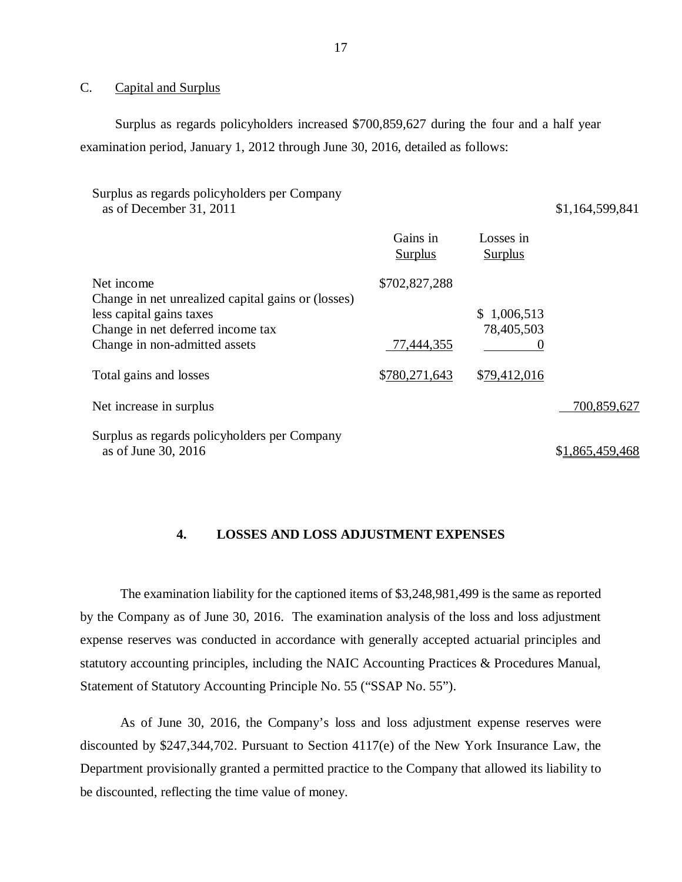### C. Capital and Surplus

Surplus as regards policyholders increased $700,859,627 during the four and a half year examination period, January 1, 2012 through June 30, 2016, detailed as follows:

| | Gains in Surplus | Losses in Surplus | |
|---|---|---|---|
| Surplus as regards policyholders per Company as of December 31, 2011 | | | $1,164,599,841 |
| Net income | $702,827,288 | | |
| Change in net unrealized capital gains or (losses) less capital gains taxes | | $ 1,006,513 | |
| Change in net deferred income tax | | 78,405,503 | |
| Change in non-admitted assets | 77,444,355 | 0 | |
| Total gains and losses | $780,271,643 | $79,412,016 | |
| Net increase in surplus | | | 700,859,627 |
| Surplus as regards policyholders per Company as of June 30, 2016 | | | $1,865,459,468 |

## 4. LOSSES AND LOSS ADJUSTMENT EXPENSES

The examination liability for the captioned items of $3,248,981,499 is the same as reported by the Company as of June 30, 2016. The examination analysis of the loss and loss adjustment expense reserves was conducted in accordance with generally accepted actuarial principles and statutory accounting principles, including the NAIC Accounting Practices & Procedures Manual, Statement of Statutory Accounting Principle No. 55 ("SSAP No. 55").

As of June 30, 2016, the Company's loss and loss adjustment expense reserves were discounted by $247,344,702. Pursuant to Section 4117(e) of the New York Insurance Law, the Department provisionally granted a permitted practice to the Company that allowed its liability to be discounted, reflecting the time value of money.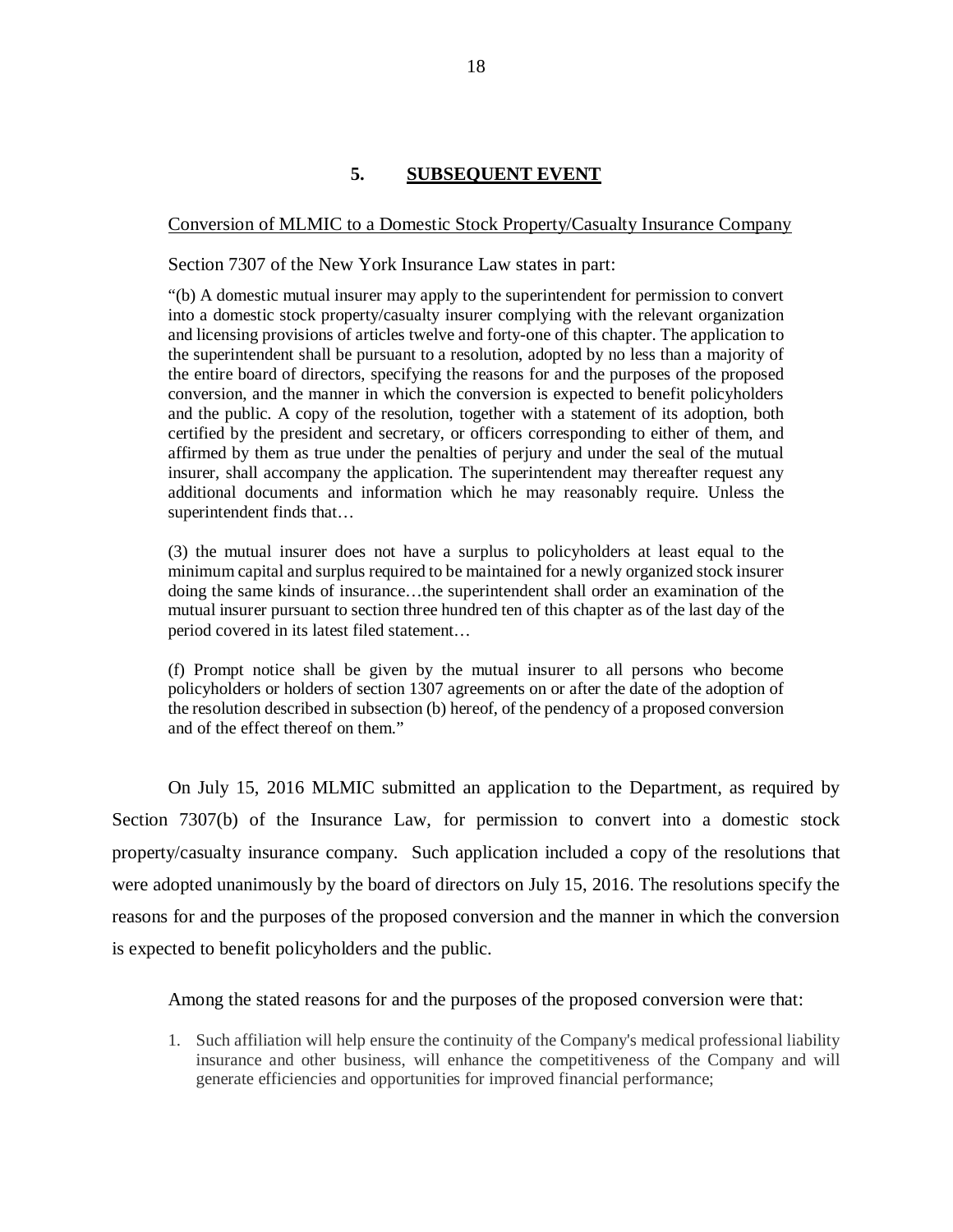## 5. SUBSEQUENT EVENT

Conversion of MLMIC to a Domestic Stock Property/Casualty Insurance Company

Section 7307 of the New York Insurance Law states in part:

> "(b) A domestic mutual insurer may apply to the superintendent for permission to convert into a domestic stock property/casualty insurer complying with the relevant organization and licensing provisions of articles twelve and forty-one of this chapter. The application to the superintendent shall be pursuant to a resolution, adopted by no less than a majority of the entire board of directors, specifying the reasons for and the purposes of the proposed conversion, and the manner in which the conversion is expected to benefit policyholders and the public. A copy of the resolution, together with a statement of its adoption, both certified by the president and secretary, or officers corresponding to either of them, and affirmed by them as true under the penalties of perjury and under the seal of the mutual insurer, shall accompany the application. The superintendent may thereafter request any additional documents and information which he may reasonably require. Unless the superintendent finds that…
>
> (3) the mutual insurer does not have a surplus to policyholders at least equal to the minimum capital and surplus required to be maintained for a newly organized stock insurer doing the same kinds of insurance…the superintendent shall order an examination of the mutual insurer pursuant to section three hundred ten of this chapter as of the last day of the period covered in its latest filed statement…
>
> (f) Prompt notice shall be given by the mutual insurer to all persons who become policyholders or holders of section 1307 agreements on or after the date of the adoption of the resolution described in subsection (b) hereof, of the pendency of a proposed conversion and of the effect thereof on them."

On July 15, 2016 MLMIC submitted an application to the Department, as required by Section 7307(b) of the Insurance Law, for permission to convert into a domestic stock property/casualty insurance company. Such application included a copy of the resolutions that were adopted unanimously by the board of directors on July 15, 2016. The resolutions specify the reasons for and the purposes of the proposed conversion and the manner in which the conversion is expected to benefit policyholders and the public.

Among the stated reasons for and the purposes of the proposed conversion were that:

1. Such affiliation will help ensure the continuity of the Company's medical professional liability insurance and other business, will enhance the competitiveness of the Company and will generate efficiencies and opportunities for improved financial performance;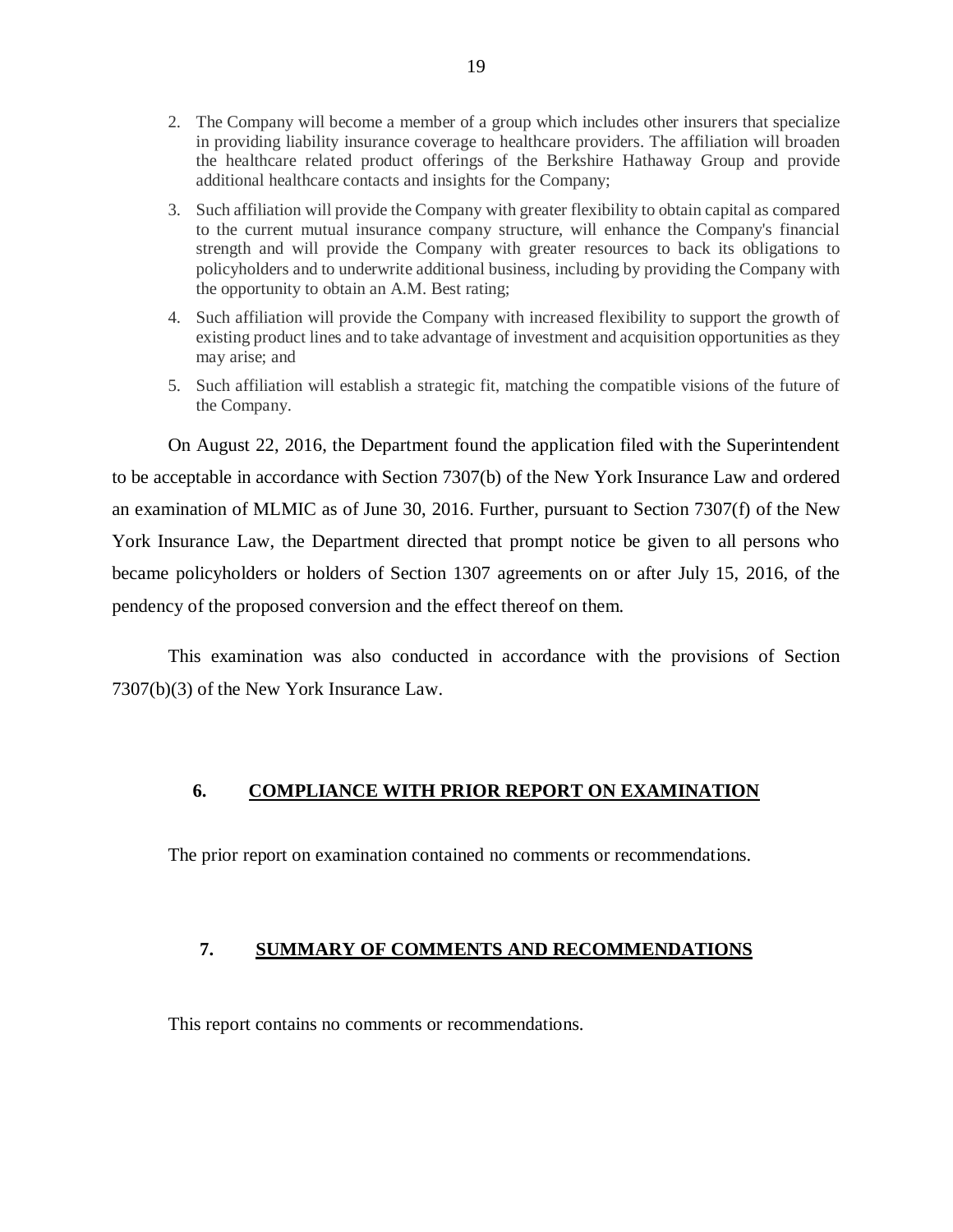2. The Company will become a member of a group which includes other insurers that specialize in providing liability insurance coverage to healthcare providers. The affiliation will broaden the healthcare related product offerings of the Berkshire Hathaway Group and provide additional healthcare contacts and insights for the Company;
3. Such affiliation will provide the Company with greater flexibility to obtain capital as compared to the current mutual insurance company structure, will enhance the Company's financial strength and will provide the Company with greater resources to back its obligations to policyholders and to underwrite additional business, including by providing the Company with the opportunity to obtain an A.M. Best rating;
4. Such affiliation will provide the Company with increased flexibility to support the growth of existing product lines and to take advantage of investment and acquisition opportunities as they may arise; and
5. Such affiliation will establish a strategic fit, matching the compatible visions of the future of the Company.

On August 22, 2016, the Department found the application filed with the Superintendent to be acceptable in accordance with Section 7307(b) of the New York Insurance Law and ordered an examination of MLMIC as of June 30, 2016. Further, pursuant to Section 7307(f) of the New York Insurance Law, the Department directed that prompt notice be given to all persons who became policyholders or holders of Section 1307 agreements on or after July 15, 2016, of the pendency of the proposed conversion and the effect thereof on them.

This examination was also conducted in accordance with the provisions of Section 7307(b)(3) of the New York Insurance Law.

## 6. COMPLIANCE WITH PRIOR REPORT ON EXAMINATION

The prior report on examination contained no comments or recommendations.

## 7. SUMMARY OF COMMENTS AND RECOMMENDATIONS

This report contains no comments or recommendations.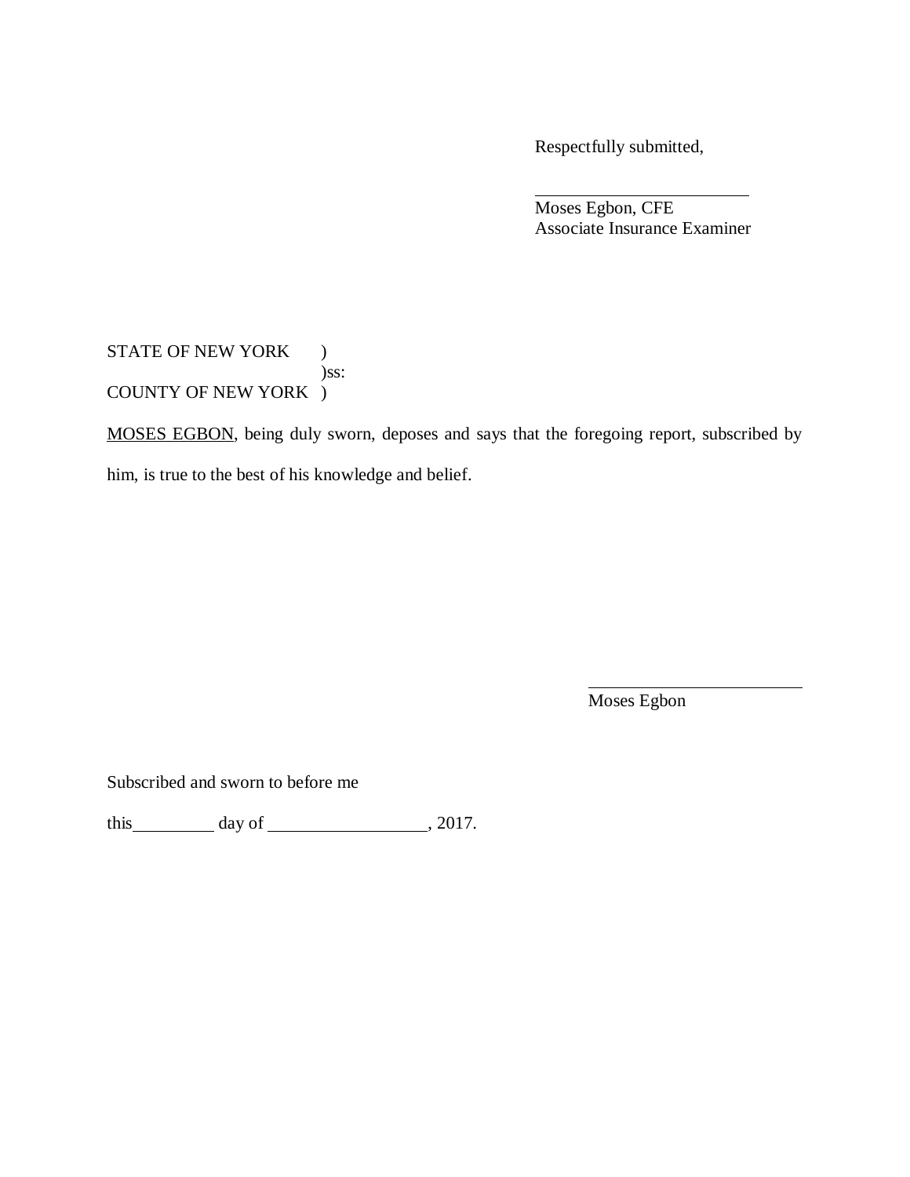Respectfully submitted,

\_\_\_\_\_\_\_\_\_\_\_\_\_\_\_\_\_\_\_\_\_\_\_\_
Moses Egbon, CFE
Associate Insurance Examiner

STATE OF NEW YORK )
)ss:
COUNTY OF NEW YORK )

MOSES EGBON, being duly sworn, deposes and says that the foregoing report, subscribed by him, is true to the best of his knowledge and belief.

\_\_\_\_\_\_\_\_\_\_\_\_\_\_\_\_\_\_\_\_\_\_\_\_
Moses Egbon

Subscribed and sworn to before me

this\_\_\_\_\_\_\_\_\_ day of \_\_\_\_\_\_\_\_\_\_\_\_\_\_\_\_\_, 2017.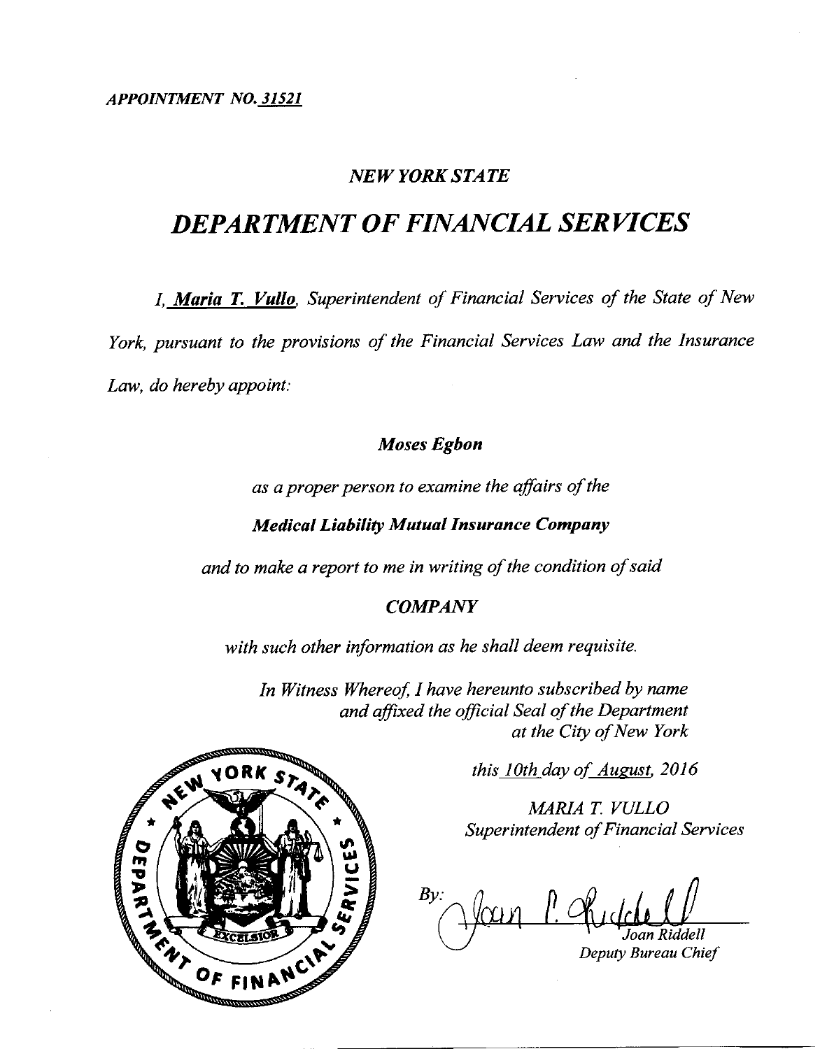*APPOINTMENT NO. 31521*

## *NEW YORK STATE*

# *DEPARTMENT OF FINANCIAL SERVICES*

*I, **Maria T. Vullo**, Superintendent of Financial Services of the State of New York, pursuant to the provisions of the Financial Services Law and the Insurance Law, do hereby appoint:*

***Moses Egbon***

*as a proper person to examine the affairs of the*

***Medical Liability Mutual Insurance Company***

*and to make a report to me in writing of the condition of said*

***COMPANY***

*with such other information as he shall deem requisite.*

*In Witness Whereof, I have hereunto subscribed by name and affixed the official Seal of the Department at the City of New York*

*this 10th day of August, 2016*

*MARIA T. VULLO*
*Superintendent of Financial Services*

By: Joan P. Riddell
*Joan Riddell*
*Deputy Bureau Chief*